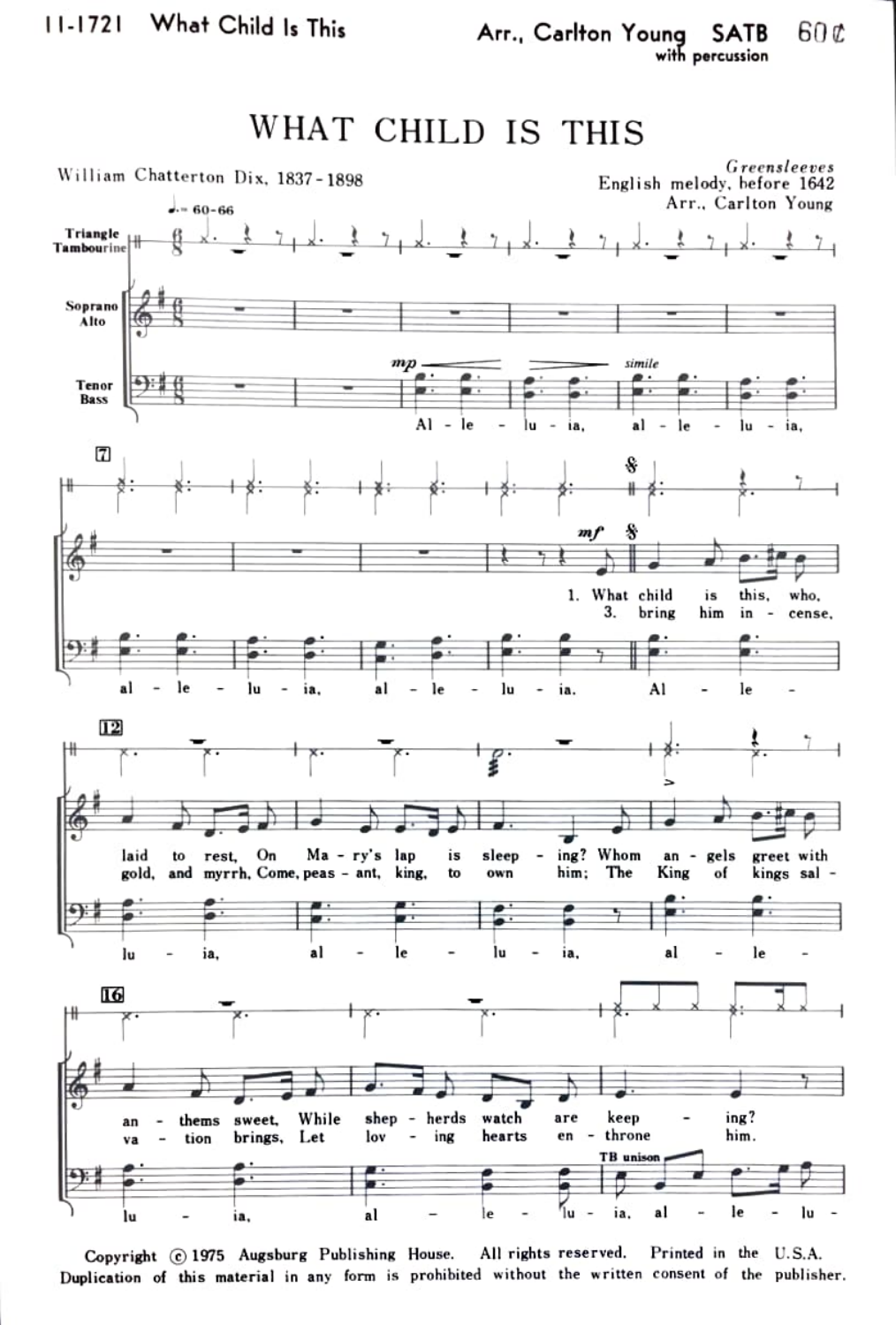11-1721 What Child Is This — Arr., Carlton Young SATB with percussion 60¢

# WHAT CHILD IS THIS

William Chatterton Dix, 1837-1898

*Greensleeves*
English melody, before 1642
Arr., Carlton Young

♩. = 60-66

Triangle / Tambourine

Soprano / Alto

Tenor / Bass

*mp* — *simile*

Al - le - lu - ia, al - le - lu - ia,

al - le - lu - ia, al - le - lu - ia. Al - le -

*mf*

1. What child is this, who,
3. bring him in - cense,

laid to rest, On Ma - ry's lap is sleep - ing? Whom an - gels greet with
gold, and myrrh, Come, peas - ant, king, to own him; The King of kings sal -

lu - ia, al - le - lu - ia, al - le -

an - thems sweet, While shep - herds watch are keep - ing?
va - tion brings, Let lov - ing hearts en - throne him.

TB unison

lu - ia, al - le - lu - ia, al - le - lu -

Copyright © 1975 Augsburg Publishing House. All rights reserved. Printed in the U.S.A.
Duplication of this material in any form is prohibited without the written consent of the publisher.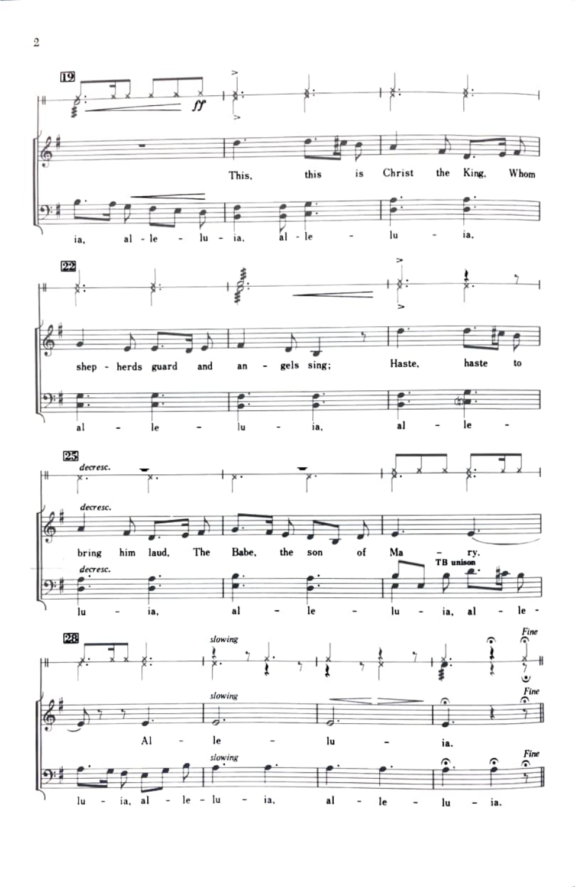19

*ff*

This, this is Christ the King, Whom

ia, al - le - lu - ia, al - le - lu - ia,

22

shep - herds guard and an - gels sing; Haste, haste to

al - le - lu - ia, al - le -

25

*decresc.*

bring him laud, The Babe, the son of Ma - ry.

TB unison

lu - ia, al - le - lu - ia, al - le -

28

*slowing*

Al - le - lu - ia.

*Fine*

lu - ia, al - le - lu - ia, al - le - lu - ia.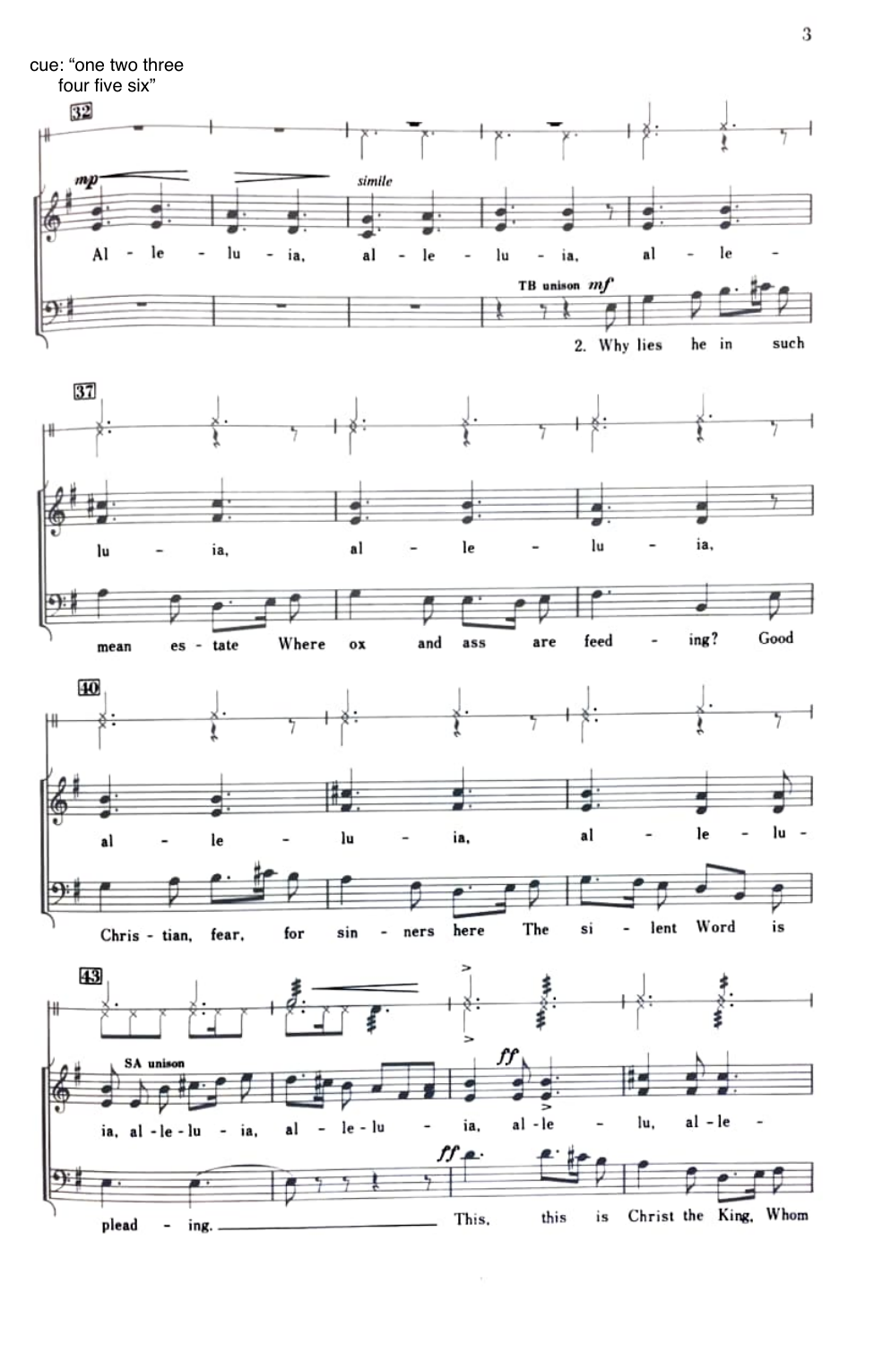cue: "one two three four five six"

32

*mp* *simile*

Al - le - lu - ia, al - le - lu - ia, al - le -

TB unison *mf*

2. Why lies he in such

37

lu - ia, al - le - lu - ia,

mean es - tate Where ox and ass are feed - ing? Good

40

al - le - lu - ia, al - le - lu -

Chris - tian, fear, for sin - ners here The si - lent Word is

43

SA unison

ia, al - le - lu - ia, al - le - lu - ia, al - le - lu, al - le -

*ff*

plead - ing. This, this is Christ the King, Whom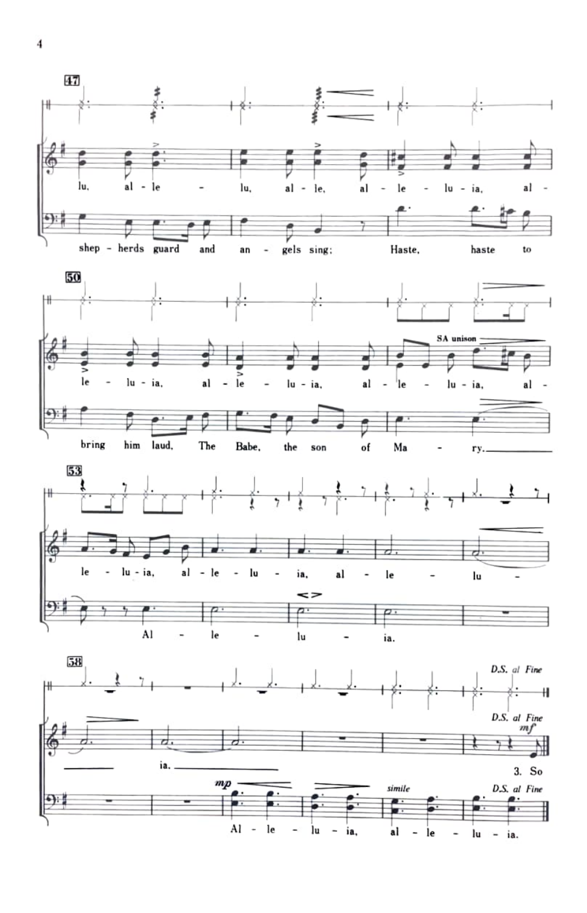47

lu, al - le - lu, al - le, al - le - lu - ia, al -

shep - herds guard and an - gels sing; Haste, haste to

50

SA unison

le - lu - ia, al - le - lu - ia, al - le - lu - ia, al -

bring him laud, The Babe, the son of Ma - ry.

53

le - lu - ia, al - le - lu - ia, al - le - lu -

Al - le - lu - ia.

58

*D.S. al Fine*

*mf*

ia.

3. So

*mp*

*simile*

Al - le - lu - ia, al - le - lu - ia.